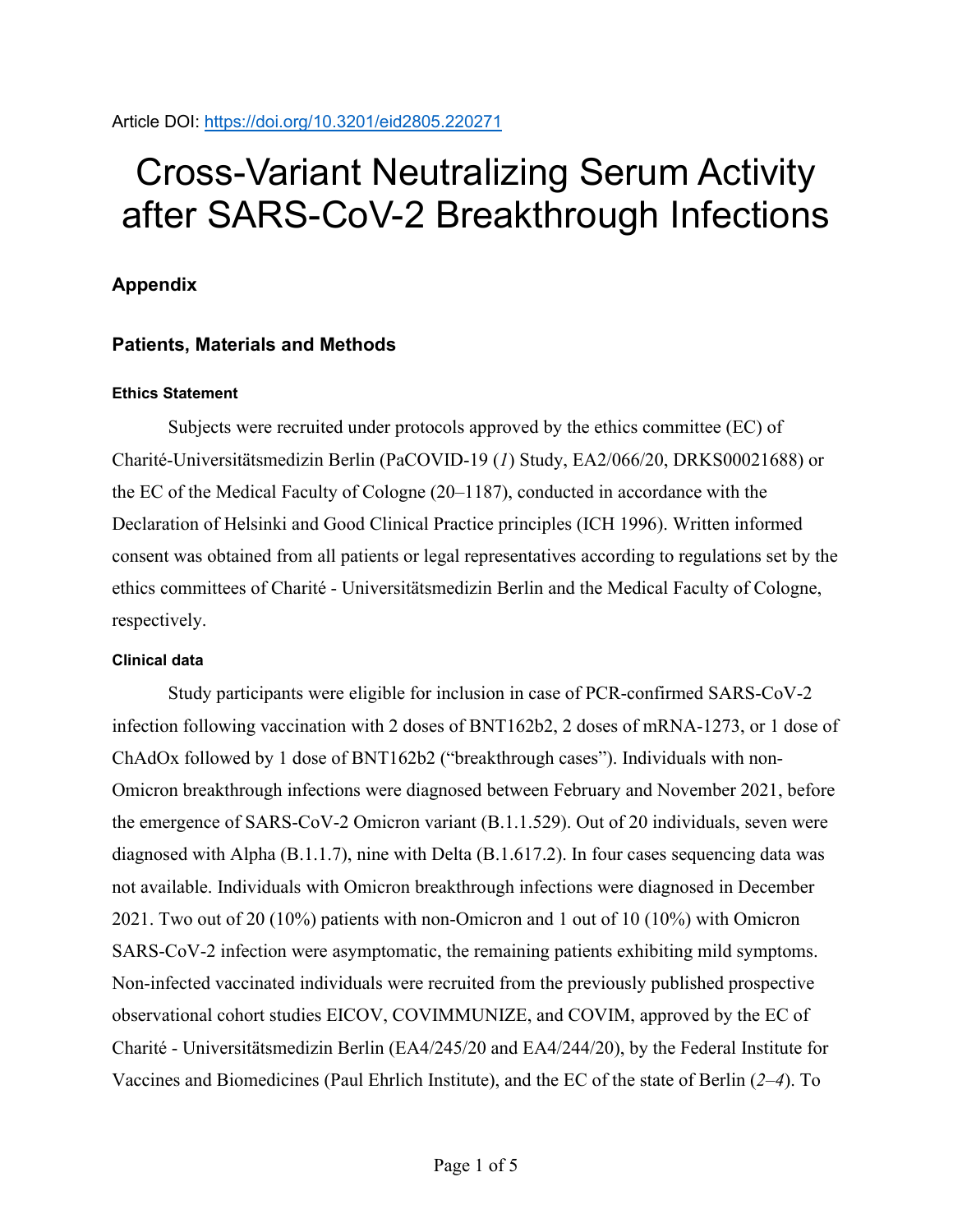Article DOI: https://doi.org/10.3201/eid2805.220271

# Cross-Variant Neutralizing Serum Activity after SARS-CoV-2 Breakthrough Infections

## Appendix

## Patients, Materials and Methods

#### Ethics Statement

Subjects were recruited under protocols approved by the ethics committee (EC) of Charité-Universitätsmedizin Berlin (PaCOVID-19 (*1*) Study, EA2/066/20, DRKS00021688) or the EC of the Medical Faculty of Cologne (20–1187), conducted in accordance with the Declaration of Helsinki and Good Clinical Practice principles (ICH 1996). Written informed consent was obtained from all patients or legal representatives according to regulations set by the ethics committees of Charité - Universitätsmedizin Berlin and the Medical Faculty of Cologne, respectively.

#### Clinical data

Study participants were eligible for inclusion in case of PCR-confirmed SARS-CoV-2 infection following vaccination with 2 doses of BNT162b2, 2 doses of mRNA-1273, or 1 dose of ChAdOx followed by 1 dose of BNT162b2 ("breakthrough cases"). Individuals with non-Omicron breakthrough infections were diagnosed between February and November 2021, before the emergence of SARS-CoV-2 Omicron variant (B.1.1.529). Out of 20 individuals, seven were diagnosed with Alpha (B.1.1.7), nine with Delta (B.1.617.2). In four cases sequencing data was not available. Individuals with Omicron breakthrough infections were diagnosed in December 2021. Two out of 20 (10%) patients with non-Omicron and 1 out of 10 (10%) with Omicron SARS-CoV-2 infection were asymptomatic, the remaining patients exhibiting mild symptoms. Non-infected vaccinated individuals were recruited from the previously published prospective observational cohort studies EICOV, COVIMMUNIZE, and COVIM, approved by the EC of Charité - Universitätsmedizin Berlin (EA4/245/20 and EA4/244/20), by the Federal Institute for Vaccines and Biomedicines (Paul Ehrlich Institute), and the EC of the state of Berlin (*2*–*4*). To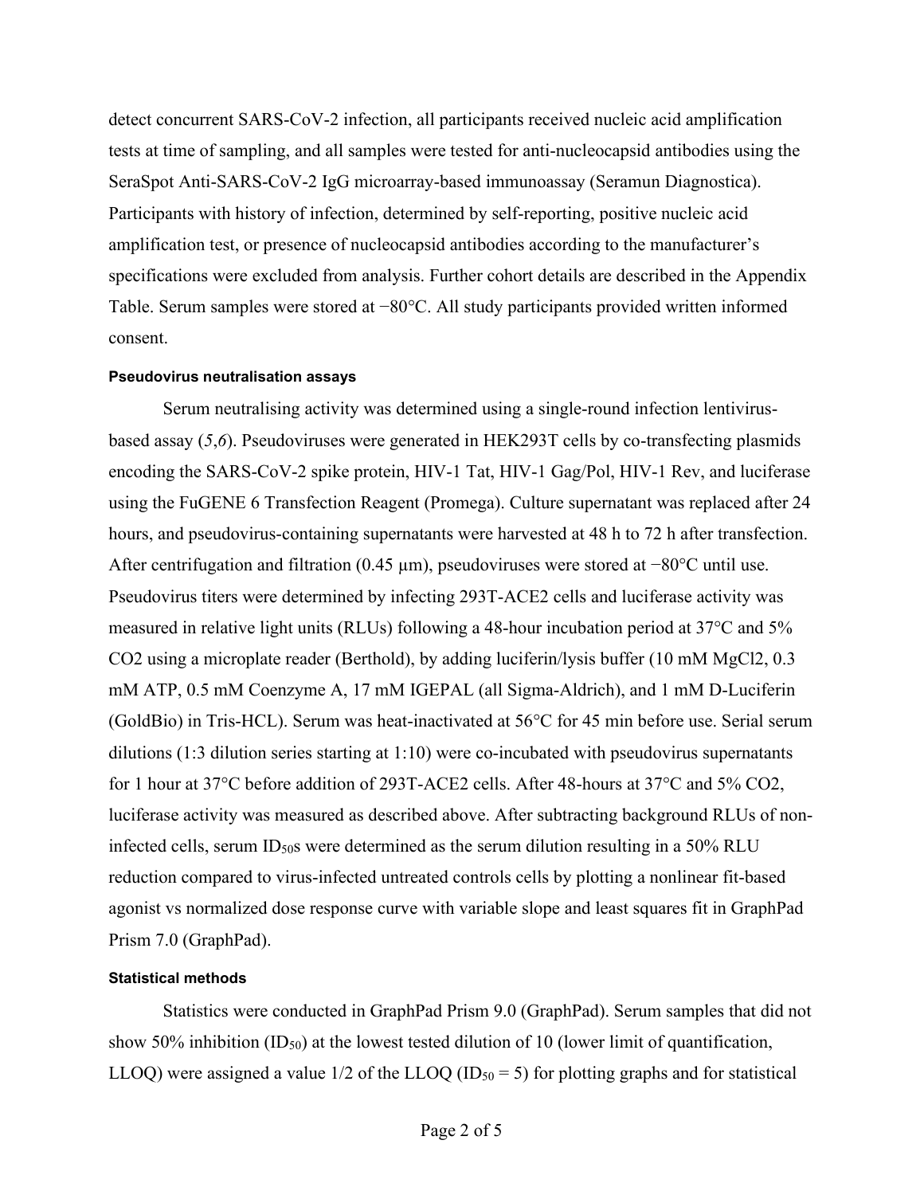detect concurrent SARS-CoV-2 infection, all participants received nucleic acid amplification tests at time of sampling, and all samples were tested for anti-nucleocapsid antibodies using the SeraSpot Anti-SARS-CoV-2 IgG microarray-based immunoassay (Seramun Diagnostica). Participants with history of infection, determined by self-reporting, positive nucleic acid amplification test, or presence of nucleocapsid antibodies according to the manufacturer's specifications were excluded from analysis. Further cohort details are described in the Appendix Table. Serum samples were stored at −80°C. All study participants provided written informed consent.

#### Pseudovirus neutralisation assays

Serum neutralising activity was determined using a single-round infection lentivirus-based assay (*5*,*6*). Pseudoviruses were generated in HEK293T cells by co-transfecting plasmids encoding the SARS-CoV-2 spike protein, HIV-1 Tat, HIV-1 Gag/Pol, HIV-1 Rev, and luciferase using the FuGENE 6 Transfection Reagent (Promega). Culture supernatant was replaced after 24 hours, and pseudovirus-containing supernatants were harvested at 48 h to 72 h after transfection. After centrifugation and filtration (0.45 µm), pseudoviruses were stored at −80°C until use. Pseudovirus titers were determined by infecting 293T-ACE2 cells and luciferase activity was measured in relative light units (RLUs) following a 48-hour incubation period at 37°C and 5% $CO_2$ using a microplate reader (Berthold), by adding luciferin/lysis buffer (10 mM $MgCl_2$, 0.3 mM ATP, 0.5 mM Coenzyme A, 17 mM IGEPAL (all Sigma-Aldrich), and 1 mM D-Luciferin (GoldBio) in Tris-HCL). Serum was heat-inactivated at 56°C for 45 min before use. Serial serum dilutions (1:3 dilution series starting at 1:10) were co-incubated with pseudovirus supernatants for 1 hour at 37°C before addition of 293T-ACE2 cells. After 48-hours at 37°C and 5% $CO_2$, luciferase activity was measured as described above. After subtracting background RLUs of non-infected cells, serum $ID_{50}$s were determined as the serum dilution resulting in a 50% RLU reduction compared to virus-infected untreated controls cells by plotting a nonlinear fit-based agonist vs normalized dose response curve with variable slope and least squares fit in GraphPad Prism 7.0 (GraphPad).

#### Statistical methods

Statistics were conducted in GraphPad Prism 9.0 (GraphPad). Serum samples that did not show 50% inhibition ($ID_{50}$) at the lowest tested dilution of 10 (lower limit of quantification, LLOQ) were assigned a value 1/2 of the LLOQ ($ID_{50}$ = 5) for plotting graphs and for statistical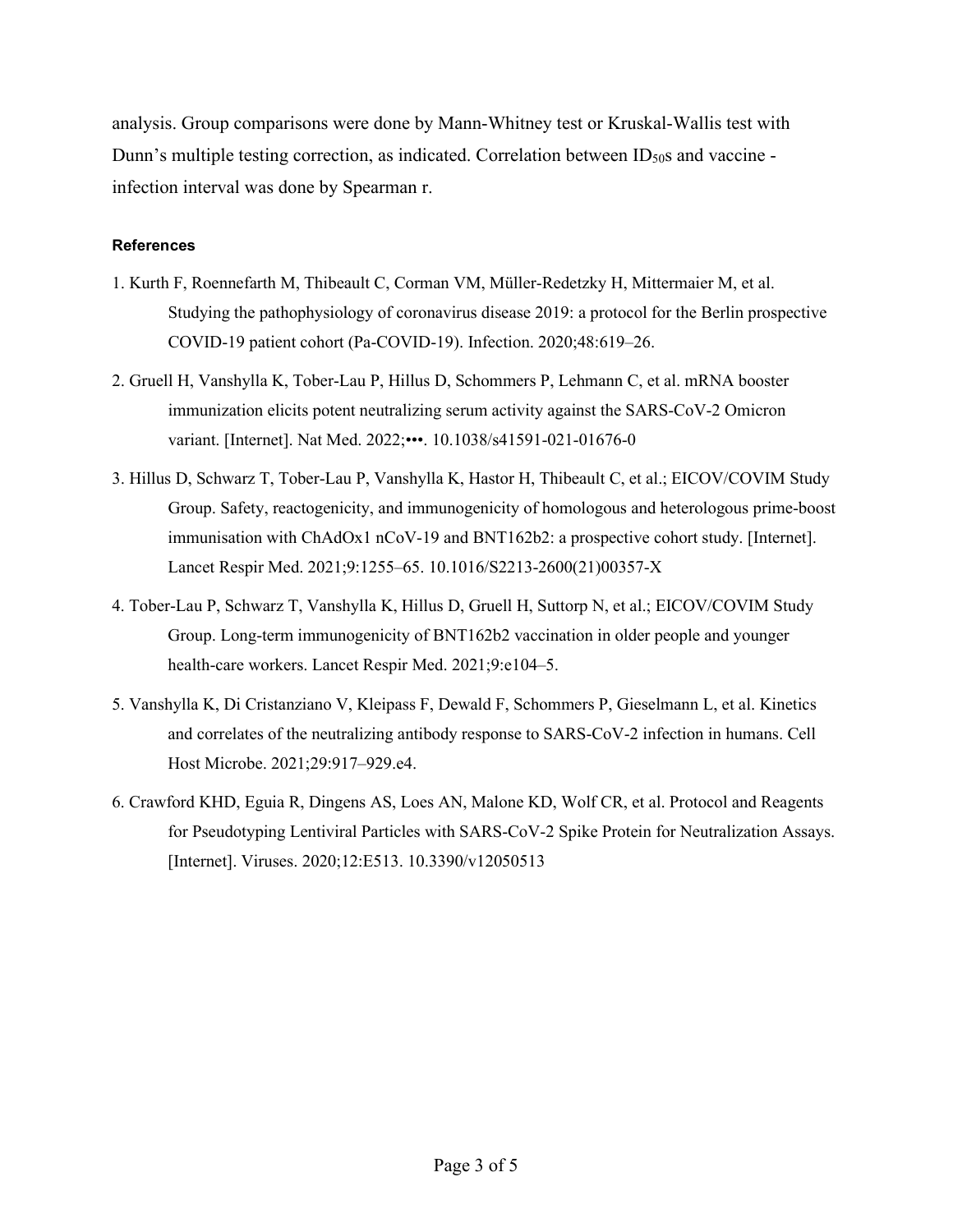analysis. Group comparisons were done by Mann-Whitney test or Kruskal-Wallis test with Dunn's multiple testing correction, as indicated. Correlation between $ID_{50}$s and vaccine - infection interval was done by Spearman r.

#### References

1. Kurth F, Roennefarth M, Thibeault C, Corman VM, Müller-Redetzky H, Mittermaier M, et al. Studying the pathophysiology of coronavirus disease 2019: a protocol for the Berlin prospective COVID-19 patient cohort (Pa-COVID-19). Infection. 2020;48:619–26.
2. Gruell H, Vanshylla K, Tober-Lau P, Hillus D, Schommers P, Lehmann C, et al. mRNA booster immunization elicits potent neutralizing serum activity against the SARS-CoV-2 Omicron variant. [Internet]. Nat Med. 2022;•••. 10.1038/s41591-021-01676-0
3. Hillus D, Schwarz T, Tober-Lau P, Vanshylla K, Hastor H, Thibeault C, et al.; EICOV/COVIM Study Group. Safety, reactogenicity, and immunogenicity of homologous and heterologous prime-boost immunisation with ChAdOx1 nCoV-19 and BNT162b2: a prospective cohort study. [Internet]. Lancet Respir Med. 2021;9:1255–65. 10.1016/S2213-2600(21)00357-X
4. Tober-Lau P, Schwarz T, Vanshylla K, Hillus D, Gruell H, Suttorp N, et al.; EICOV/COVIM Study Group. Long-term immunogenicity of BNT162b2 vaccination in older people and younger health-care workers. Lancet Respir Med. 2021;9:e104–5.
5. Vanshylla K, Di Cristanziano V, Kleipass F, Dewald F, Schommers P, Gieselmann L, et al. Kinetics and correlates of the neutralizing antibody response to SARS-CoV-2 infection in humans. Cell Host Microbe. 2021;29:917–929.e4.
6. Crawford KHD, Eguia R, Dingens AS, Loes AN, Malone KD, Wolf CR, et al. Protocol and Reagents for Pseudotyping Lentiviral Particles with SARS-CoV-2 Spike Protein for Neutralization Assays. [Internet]. Viruses. 2020;12:E513. 10.3390/v12050513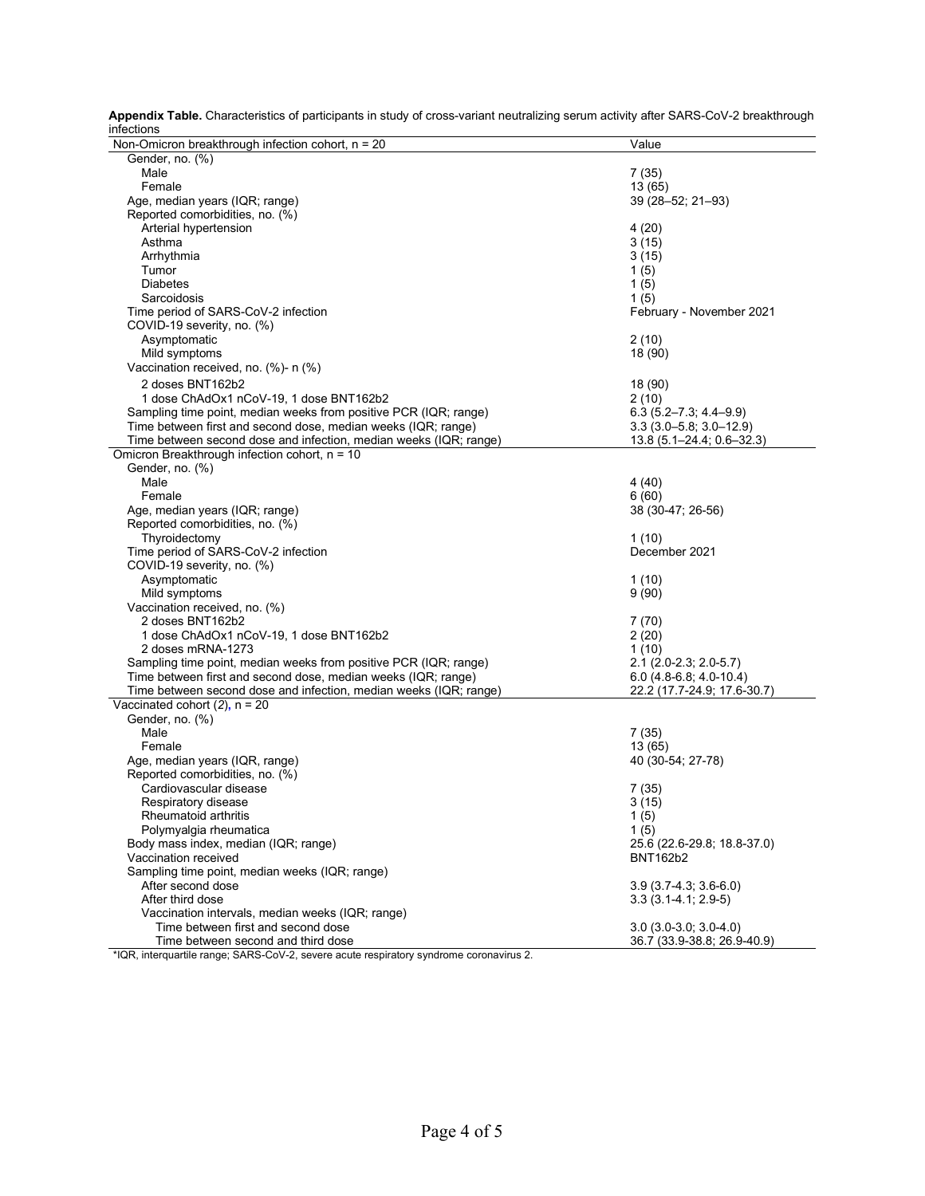**Appendix Table.** Characteristics of participants in study of cross-variant neutralizing serum activity after SARS-CoV-2 breakthrough infections

| Non-Omicron breakthrough infection cohort, n = 20 | Value |
| --- | --- |
| Gender, no. (%) | |
| Male | 7 (35) |
| Female | 13 (65) |
| Age, median years (IQR; range) | 39 (28–52; 21–93) |
| Reported comorbidities, no. (%) | |
| Arterial hypertension | 4 (20) |
| Asthma | 3 (15) |
| Arrhythmia | 3 (15) |
| Tumor | 1 (5) |
| Diabetes | 1 (5) |
| Sarcoidosis | 1 (5) |
| Time period of SARS-CoV-2 infection | February - November 2021 |
| COVID-19 severity, no. (%) | |
| Asymptomatic | 2 (10) |
| Mild symptoms | 18 (90) |
| Vaccination received, no. (%)- n (%) | |
| 2 doses BNT162b2 | 18 (90) |
| 1 dose ChAdOx1 nCoV-19, 1 dose BNT162b2 | 2 (10) |
| Sampling time point, median weeks from positive PCR (IQR; range) | 6.3 (5.2–7.3; 4.4–9.9) |
| Time between first and second dose, median weeks (IQR; range) | 3.3 (3.0–5.8; 3.0–12.9) |
| Time between second dose and infection, median weeks (IQR; range) | 13.8 (5.1–24.4; 0.6–32.3) |
| **Omicron Breakthrough infection cohort, n = 10** | |
| Gender, no. (%) | |
| Male | 4 (40) |
| Female | 6 (60) |
| Age, median years (IQR; range) | 38 (30-47; 26-56) |
| Reported comorbidities, no. (%) | |
| Thyroidectomy | 1 (10) |
| Time period of SARS-CoV-2 infection | December 2021 |
| COVID-19 severity, no. (%) | |
| Asymptomatic | 1 (10) |
| Mild symptoms | 9 (90) |
| Vaccination received, no. (%) | |
| 2 doses BNT162b2 | 7 (70) |
| 1 dose ChAdOx1 nCoV-19, 1 dose BNT162b2 | 2 (20) |
| 2 doses mRNA-1273 | 1 (10) |
| Sampling time point, median weeks from positive PCR (IQR; range) | 2.1 (2.0-2.3; 2.0-5.7) |
| Time between first and second dose, median weeks (IQR; range) | 6.0 (4.8-6.8; 4.0-10.4) |
| Time between second dose and infection, median weeks (IQR; range) | 22.2 (17.7-24.9; 17.6-30.7) |
| **Vaccinated cohort (2), n = 20** | |
| Gender, no. (%) | |
| Male | 7 (35) |
| Female | 13 (65) |
| Age, median years (IQR, range) | 40 (30-54; 27-78) |
| Reported comorbidities, no. (%) | |
| Cardiovascular disease | 7 (35) |
| Respiratory disease | 3 (15) |
| Rheumatoid arthritis | 1 (5) |
| Polymyalgia rheumatica | 1 (5) |
| Body mass index, median (IQR; range) | 25.6 (22.6-29.8; 18.8-37.0) |
| Vaccination received | BNT162b2 |
| Sampling time point, median weeks (IQR; range) | |
| After second dose | 3.9 (3.7-4.3; 3.6-6.0) |
| After third dose | 3.3 (3.1-4.1; 2.9-5) |
| Vaccination intervals, median weeks (IQR; range) | |
| Time between first and second dose | 3.0 (3.0-3.0; 3.0-4.0) |
| Time between second and third dose | 36.7 (33.9-38.8; 26.9-40.9) |

*IQR, interquartile range; SARS-CoV-2, severe acute respiratory syndrome coronavirus 2.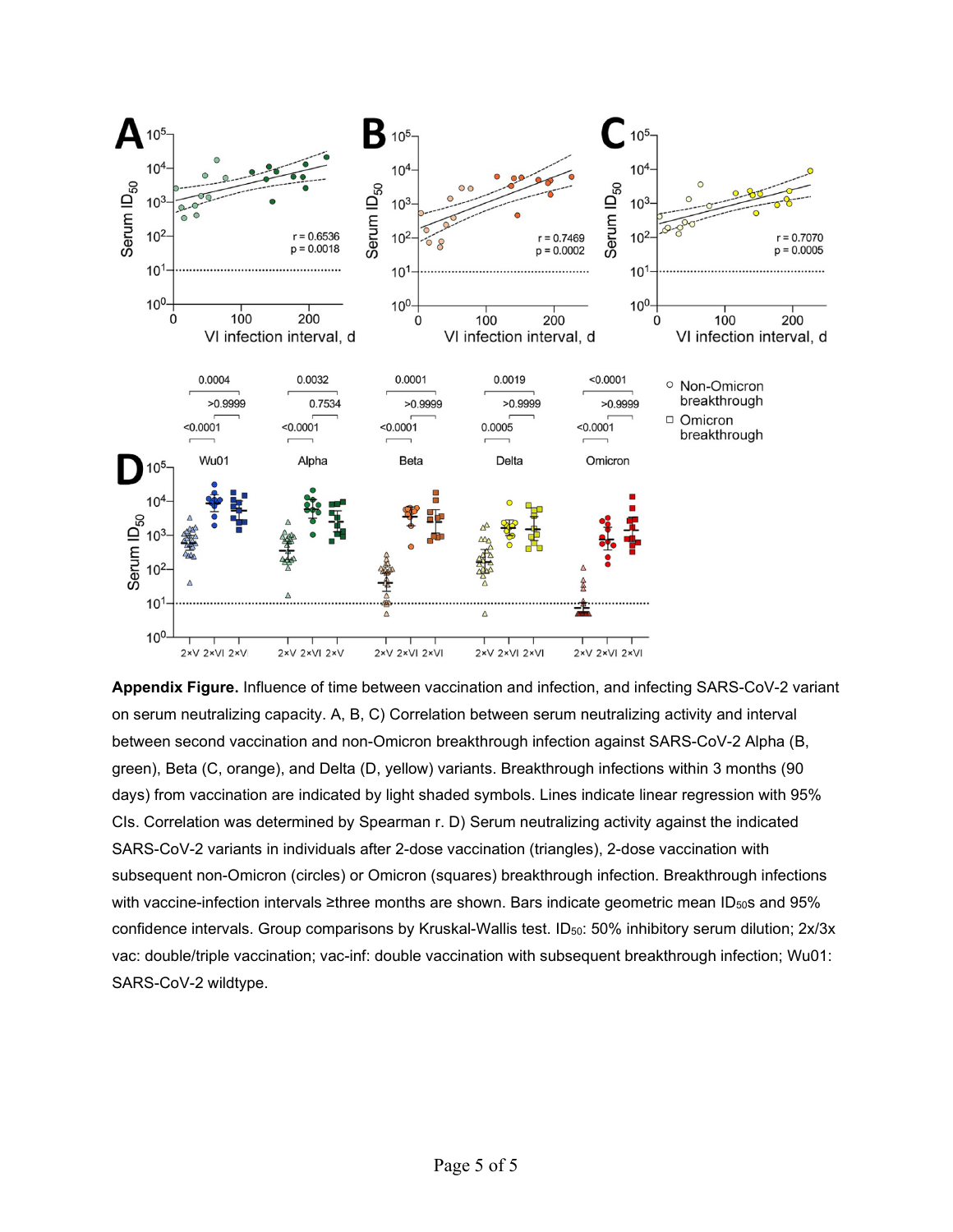A

Serum $ID_{50}$

$10^5$ $10^4$ $10^3$ $10^2$ $10^1$ $10^0$

r = 0.6536
p = 0.0018

0 100 200

VI infection interval, d

B

Serum $ID_{50}$

$10^5$ $10^4$ $10^3$ $10^2$ $10^1$ $10^0$

r = 0.7469
p = 0.0002

0 100 200

VI infection interval, d

C

Serum $ID_{50}$

$10^5$ $10^4$ $10^3$ $10^2$ $10^1$ $10^0$

r = 0.7070
p = 0.0005

0 100 200

VI infection interval, d

D

Serum $ID_{50}$

$10^5$ $10^4$ $10^3$ $10^2$ $10^1$ $10^0$

Wu01: 0.0004, >0.9999, <0.0001

Alpha: 0.0032, 0.7534, <0.0001

Beta: 0.0001, >0.9999, <0.0001

Delta: 0.0019, >0.9999, 0.0005

Omicron: <0.0001, >0.9999, <0.0001

2×V 2×VI 2×VI (Wu01) · 2×V 2×VI 2×V (Alpha) · 2×V 2×VI 2×VI (Beta) · 2×V 2×VI 2×VI (Delta) · 2×V 2×VI 2×VI (Omicron)

○ Non-Omicron breakthrough
□ Omicron breakthrough

**Appendix Figure.** Influence of time between vaccination and infection, and infecting SARS-CoV-2 variant on serum neutralizing capacity. A, B, C) Correlation between serum neutralizing activity and interval between second vaccination and non-Omicron breakthrough infection against SARS-CoV-2 Alpha (B, green), Beta (C, orange), and Delta (D, yellow) variants. Breakthrough infections within 3 months (90 days) from vaccination are indicated by light shaded symbols. Lines indicate linear regression with 95% CIs. Correlation was determined by Spearman r. D) Serum neutralizing activity against the indicated SARS-CoV-2 variants in individuals after 2-dose vaccination (triangles), 2-dose vaccination with subsequent non-Omicron (circles) or Omicron (squares) breakthrough infection. Breakthrough infections with vaccine-infection intervals ≥three months are shown. Bars indicate geometric mean $ID_{50}$s and 95% confidence intervals. Group comparisons by Kruskal-Wallis test. $ID_{50}$: 50% inhibitory serum dilution; 2x/3x vac: double/triple vaccination; vac-inf: double vaccination with subsequent breakthrough infection; Wu01: SARS-CoV-2 wildtype.